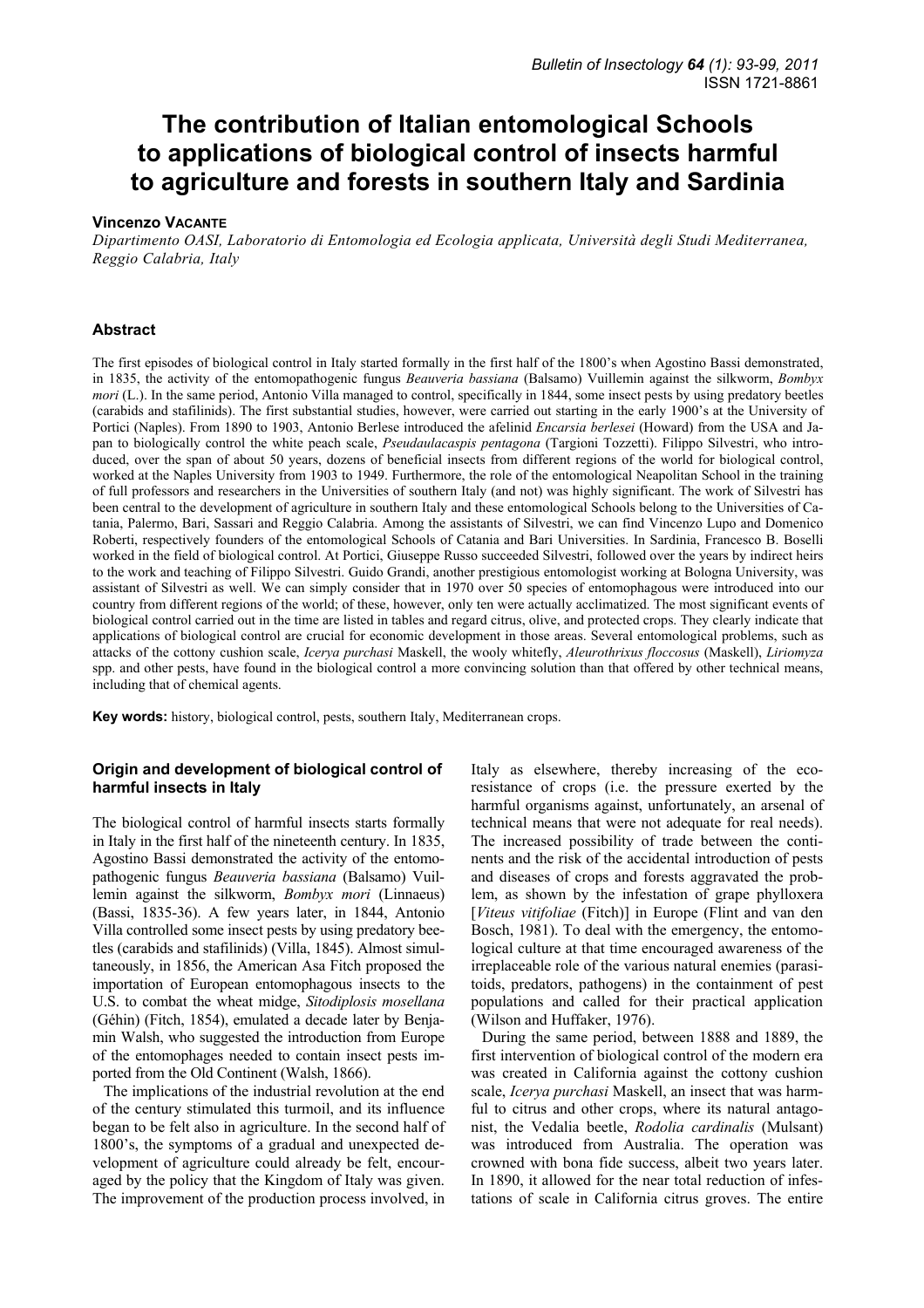# The contribution of Italian entomological Schools to applications of biological control of insects harmful to agriculture and forests in southern Italy and Sardinia

**Vincenzo VACANTE**

*Dipartimento OASI, Laboratorio di Entomologia ed Ecologia applicata, Università degli Studi Mediterranea, Reggio Calabria, Italy*

## Abstract

The first episodes of biological control in Italy started formally in the first half of the 1800's when Agostino Bassi demonstrated, in 1835, the activity of the entomopathogenic fungus *Beauveria bassiana* (Balsamo) Vuillemin against the silkworm, *Bombyx mori* (L.). In the same period, Antonio Villa managed to control, specifically in 1844, some insect pests by using predatory beetles (carabids and stafilinids). The first substantial studies, however, were carried out starting in the early 1900's at the University of Portici (Naples). From 1890 to 1903, Antonio Berlese introduced the afelinid *Encarsia berlesei* (Howard) from the USA and Japan to biologically control the white peach scale, *Pseudaulacaspis pentagona* (Targioni Tozzetti). Filippo Silvestri, who introduced, over the span of about 50 years, dozens of beneficial insects from different regions of the world for biological control, worked at the Naples University from 1903 to 1949. Furthermore, the role of the entomological Neapolitan School in the training of full professors and researchers in the Universities of southern Italy (and not) was highly significant. The work of Silvestri has been central to the development of agriculture in southern Italy and these entomological Schools belong to the Universities of Catania, Palermo, Bari, Sassari and Reggio Calabria. Among the assistants of Silvestri, we can find Vincenzo Lupo and Domenico Roberti, respectively founders of the entomological Schools of Catania and Bari Universities. In Sardinia, Francesco B. Boselli worked in the field of biological control. At Portici, Giuseppe Russo succeeded Silvestri, followed over the years by indirect heirs to the work and teaching of Filippo Silvestri. Guido Grandi, another prestigious entomologist working at Bologna University, was assistant of Silvestri as well. We can simply consider that in 1970 over 50 species of entomophagous were introduced into our country from different regions of the world; of these, however, only ten were actually acclimatized. The most significant events of biological control carried out in the time are listed in tables and regard citrus, olive, and protected crops. They clearly indicate that applications of biological control are crucial for economic development in those areas. Several entomological problems, such as attacks of the cottony cushion scale, *Icerya purchasi* Maskell, the wooly whitefly, *Aleurothrixus floccosus* (Maskell), *Liriomyza* spp. and other pests, have found in the biological control a more convincing solution than that offered by other technical means, including that of chemical agents.

**Key words:** history, biological control, pests, southern Italy, Mediterranean crops.

## Origin and development of biological control of harmful insects in Italy

The biological control of harmful insects starts formally in Italy in the first half of the nineteenth century. In 1835, Agostino Bassi demonstrated the activity of the entomopathogenic fungus *Beauveria bassiana* (Balsamo) Vuillemin against the silkworm, *Bombyx mori* (Linnaeus) (Bassi, 1835-36). A few years later, in 1844, Antonio Villa controlled some insect pests by using predatory beetles (carabids and stafilinids) (Villa, 1845). Almost simultaneously, in 1856, the American Asa Fitch proposed the importation of European entomophagous insects to the U.S. to combat the wheat midge, *Sitodiplosis mosellana* (Géhin) (Fitch, 1854), emulated a decade later by Benjamin Walsh, who suggested the introduction from Europe of the entomophages needed to contain insect pests imported from the Old Continent (Walsh, 1866).

The implications of the industrial revolution at the end of the century stimulated this turmoil, and its influence began to be felt also in agriculture. In the second half of 1800's, the symptoms of a gradual and unexpected development of agriculture could already be felt, encouraged by the policy that the Kingdom of Italy was given. The improvement of the production process involved, in Italy as elsewhere, thereby increasing of the eco-resistance of crops (i.e. the pressure exerted by the harmful organisms against, unfortunately, an arsenal of technical means that were not adequate for real needs). The increased possibility of trade between the continents and the risk of the accidental introduction of pests and diseases of crops and forests aggravated the problem, as shown by the infestation of grape phylloxera [*Viteus vitifoliae* (Fitch)] in Europe (Flint and van den Bosch, 1981). To deal with the emergency, the entomological culture at that time encouraged awareness of the irreplaceable role of the various natural enemies (parasitoids, predators, pathogens) in the containment of pest populations and called for their practical application (Wilson and Huffaker, 1976).

During the same period, between 1888 and 1889, the first intervention of biological control of the modern era was created in California against the cottony cushion scale, *Icerya purchasi* Maskell, an insect that was harmful to citrus and other crops, where its natural antagonist, the Vedalia beetle, *Rodolia cardinalis* (Mulsant) was introduced from Australia. The operation was crowned with bona fide success, albeit two years later. In 1890, it allowed for the near total reduction of infestations of scale in California citrus groves. The entire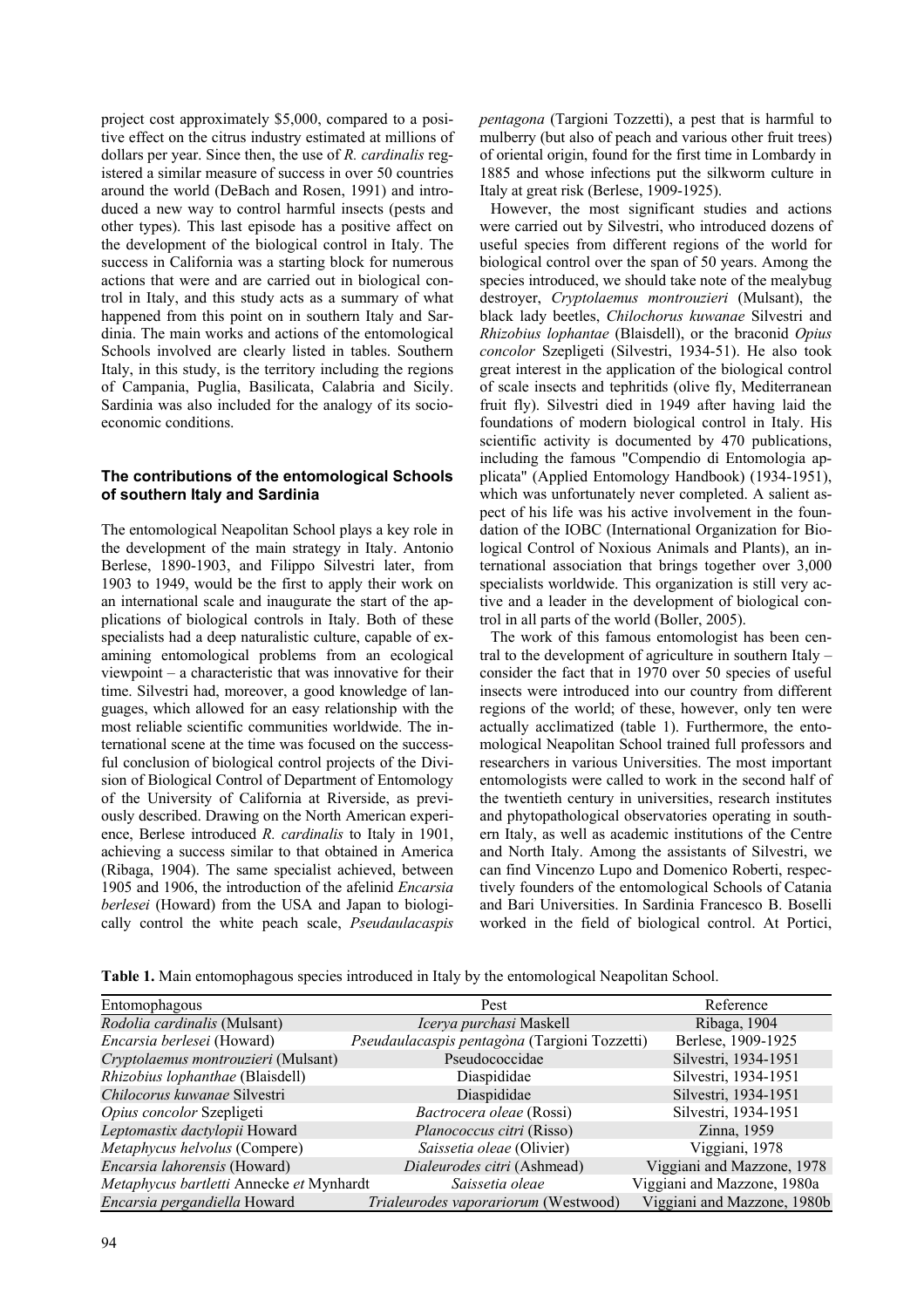project cost approximately $5,000, compared to a positive effect on the citrus industry estimated at millions of dollars per year. Since then, the use of *R. cardinalis* registered a similar measure of success in over 50 countries around the world (DeBach and Rosen, 1991) and introduced a new way to control harmful insects (pests and other types). This last episode has a positive affect on the development of the biological control in Italy. The success in California was a starting block for numerous actions that were and are carried out in biological control in Italy, and this study acts as a summary of what happened from this point on in southern Italy and Sardinia. The main works and actions of the entomological Schools involved are clearly listed in tables. Southern Italy, in this study, is the territory including the regions of Campania, Puglia, Basilicata, Calabria and Sicily. Sardinia was also included for the analogy of its socio-economic conditions.

## The contributions of the entomological Schools of southern Italy and Sardinia

The entomological Neapolitan School plays a key role in the development of the main strategy in Italy. Antonio Berlese, 1890-1903, and Filippo Silvestri later, from 1903 to 1949, would be the first to apply their work on an international scale and inaugurate the start of the applications of biological controls in Italy. Both of these specialists had a deep naturalistic culture, capable of examining entomological problems from an ecological viewpoint – a characteristic that was innovative for their time. Silvestri had, moreover, a good knowledge of languages, which allowed for an easy relationship with the most reliable scientific communities worldwide. The international scene at the time was focused on the successful conclusion of biological control projects of the Division of Biological Control of Department of Entomology of the University of California at Riverside, as previously described. Drawing on the North American experience, Berlese introduced *R. cardinalis* to Italy in 1901, achieving a success similar to that obtained in America (Ribaga, 1904). The same specialist achieved, between 1905 and 1906, the introduction of the afelinid *Encarsia berlesei* (Howard) from the USA and Japan to biologically control the white peach scale, *Pseudaulacaspis pentagona* (Targioni Tozzetti), a pest that is harmful to mulberry (but also of peach and various other fruit trees) of oriental origin, found for the first time in Lombardy in 1885 and whose infections put the silkworm culture in Italy at great risk (Berlese, 1909-1925).

However, the most significant studies and actions were carried out by Silvestri, who introduced dozens of useful species from different regions of the world for biological control over the span of 50 years. Among the species introduced, we should take note of the mealybug destroyer, *Cryptolaemus montrouzieri* (Mulsant), the black lady beetles, *Chilochorus kuwanae* Silvestri and *Rhizobius lophantae* (Blaisdell), or the braconid *Opius concolor* Szepligeti (Silvestri, 1934-51). He also took great interest in the application of the biological control of scale insects and tephritids (olive fly, Mediterranean fruit fly). Silvestri died in 1949 after having laid the foundations of modern biological control in Italy. His scientific activity is documented by 470 publications, including the famous "Compendio di Entomologia applicata" (Applied Entomology Handbook) (1934-1951), which was unfortunately never completed. A salient aspect of his life was his active involvement in the foundation of the IOBC (International Organization for Biological Control of Noxious Animals and Plants), an international association that brings together over 3,000 specialists worldwide. This organization is still very active and a leader in the development of biological control in all parts of the world (Boller, 2005).

The work of this famous entomologist has been central to the development of agriculture in southern Italy – consider the fact that in 1970 over 50 species of useful insects were introduced into our country from different regions of the world; of these, however, only ten were actually acclimatized (table 1). Furthermore, the entomological Neapolitan School trained full professors and researchers in various Universities. The most important entomologists were called to work in the second half of the twentieth century in universities, research institutes and phytopathological observatories operating in southern Italy, as well as academic institutions of the Centre and North Italy. Among the assistants of Silvestri, we can find Vincenzo Lupo and Domenico Roberti, respectively founders of the entomological Schools of Catania and Bari Universities. In Sardinia Francesco B. Boselli worked in the field of biological control. At Portici,

**Table 1.** Main entomophagous species introduced in Italy by the entomological Neapolitan School.

| Entomophagous | Pest | Reference |
|---|---|---|
| *Rodolia cardinalis* (Mulsant) | *Icerya purchasi* Maskell | Ribaga, 1904 |
| *Encarsia berlesei* (Howard) | *Pseudaulacaspis pentagòna* (Targioni Tozzetti) | Berlese, 1909-1925 |
| *Cryptolaemus montrouzieri* (Mulsant) | Pseudococcidae | Silvestri, 1934-1951 |
| *Rhizobius lophanthae* (Blaisdell) | Diaspididae | Silvestri, 1934-1951 |
| *Chilocorus kuwanae* Silvestri | Diaspididae | Silvestri, 1934-1951 |
| *Opius concolor* Szepligeti | *Bactrocera oleae* (Rossi) | Silvestri, 1934-1951 |
| *Leptomastix dactylopii* Howard | *Planococcus citri* (Risso) | Zinna, 1959 |
| *Metaphycus helvolus* (Compere) | *Saissetia oleae* (Olivier) | Viggiani, 1978 |
| *Encarsia lahorensis* (Howard) | *Dialeurodes citri* (Ashmead) | Viggiani and Mazzone, 1978 |
| *Metaphycus bartletti* Annecke *et* Mynhardt | *Saissetia oleae* | Viggiani and Mazzone, 1980a |
| *Encarsia pergandiella* Howard | *Trialeurodes vaporariorum* (Westwood) | Viggiani and Mazzone, 1980b |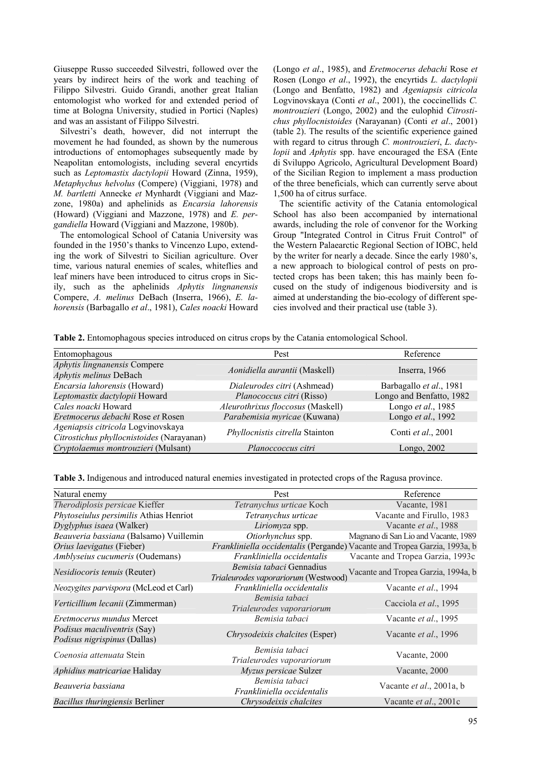Giuseppe Russo succeeded Silvestri, followed over the years by indirect heirs of the work and teaching of Filippo Silvestri. Guido Grandi, another great Italian entomologist who worked for and extended period of time at Bologna University, studied in Portici (Naples) and was an assistant of Filippo Silvestri.

Silvestri's death, however, did not interrupt the movement he had founded, as shown by the numerous introductions of entomophages subsequently made by Neapolitan entomologists, including several encyrtids such as *Leptomastix dactylopii* Howard (Zinna, 1959), *Metaphycus helvolus* (Compere) (Viggiani, 1978) and *M. bartletti* Annecke *et* Mynhardt (Viggiani and Mazzone, 1980a) and aphelinids as *Encarsia lahorensis* (Howard) (Viggiani and Mazzone, 1978) and *E. pergandiella* Howard (Viggiani and Mazzone, 1980b).

The entomological School of Catania University was founded in the 1950's thanks to Vincenzo Lupo, extending the work of Silvestri to Sicilian agriculture. Over time, various natural enemies of scales, whiteflies and leaf miners have been introduced to citrus crops in Sicily, such as the aphelinids *Aphytis lingnanensis* Compere, *A. melinus* DeBach (Inserra, 1966), *E. lahorensis* (Barbagallo *et al*., 1981), *Cales noacki* Howard (Longo *et al*., 1985), and *Eretmocerus debachi* Rose *et* Rosen (Longo *et al*., 1992), the encyrtids *L. dactylopii* (Longo and Benfatto, 1982) and *Ageniapsis citricola* Logvinovskaya (Conti *et al*., 2001), the coccinellids *C. montrouzieri* (Longo, 2002) and the eulophid *Citrostichus phyllocnistoides* (Narayanan) (Conti *et al*., 2001) (table 2). The results of the scientific experience gained with regard to citrus through *C. montrouzieri*, *L. dactylopii* and *Aphytis* spp. have encouraged the ESA (Ente di Sviluppo Agricolo, Agricultural Development Board) of the Sicilian Region to implement a mass production of the three beneficials, which can currently serve about 1,500 ha of citrus surface.

The scientific activity of the Catania entomological School has also been accompanied by international awards, including the role of convenor for the Working Group "Integrated Control in Citrus Fruit Control" of the Western Palaearctic Regional Section of IOBC, held by the writer for nearly a decade. Since the early 1980's, a new approach to biological control of pests on protected crops has been taken; this has mainly been focused on the study of indigenous biodiversity and is aimed at understanding the bio-ecology of different species involved and their practical use (table 3).

**Table 2.** Entomophagous species introduced on citrus crops by the Catania entomological School.

| Entomophagous | Pest | Reference |
|---|---|---|
| *Aphytis lingnanensis* Compere<br>*Aphytis melinus* DeBach | *Aonidiella aurantii* (Maskell) | Inserra, 1966 |
| *Encarsia lahorensis* (Howard) | *Dialeurodes citri* (Ashmead) | Barbagallo *et al*., 1981 |
| *Leptomastix dactylopii* Howard | *Planococcus citri* (Risso) | Longo and Benfatto, 1982 |
| *Cales noacki* Howard | *Aleurothrixus floccosus* (Maskell) | Longo *et al*., 1985 |
| *Eretmocerus debachi* Rose *et* Rosen | *Parabemisia myricae* (Kuwana) | Longo *et al*., 1992 |
| *Ageniaspis citricola* Logvinovskaya<br>*Citrostichus phyllocnistoides* (Narayanan) | *Phyllocnistis citrella* Stainton | Conti *et al*., 2001 |
| *Cryptolaemus montrouzieri* (Mulsant) | *Planoccoccus citri* | Longo, 2002 |

**Table 3.** Indigenous and introduced natural enemies investigated in protected crops of the Ragusa province.

| Natural enemy | Pest | Reference |
|---|---|---|
| *Therodiplosis persicae* Kieffer | *Tetranychus urticae* Koch | Vacante, 1981 |
| *Phytoseiulus persimilis* Athias Henriot | *Tetranychus urticae* | Vacante and Firullo, 1983 |
| *Dyglyphus isaea* (Walker) | *Liriomyza* spp. | Vacante *et al*., 1988 |
| *Beauveria bassiana* (Balsamo) Vuillemin | *Otiorhynchus* spp. | Magnano di San Lio and Vacante, 1989 |
| *Orius laevigatus* (Fieber) | *Frankliniella occidentalis* (Pergande) | Vacante and Tropea Garzia, 1993a, b |
| *Amblyseius cucumeris* (Oudemans) | *Frankliniella occidentalis* | Vacante and Tropea Garzia, 1993c |
| *Nesidiocoris tenuis* (Reuter) | *Bemisia tabaci* Gennadius<br>*Trialeurodes vaporariorum* (Westwood) | Vacante and Tropea Garzia, 1994a, b |
| *Neozygites parvispora* (McLeod et Carl) | *Frankliniella occidentalis* | Vacante *et al*., 1994 |
| *Verticillium lecanii* (Zimmerman) | *Bemisia tabaci*<br>*Trialeurodes vaporariorum* | Cacciola *et al*., 1995 |
| *Eretmocerus mundus* Mercet | *Bemisia tabaci* | Vacante *et al*., 1995 |
| *Podisus maculiventris* (Say)<br>*Podisus nigrispinus* (Dallas) | *Chrysodeixis chalcites* (Esper) | Vacante *et al*., 1996 |
| *Coenosia attenuata* Stein | *Bemisia tabaci*<br>*Trialeurodes vaporariorum* | Vacante, 2000 |
| *Aphidius matricariae* Haliday | *Myzus persicae* Sulzer | Vacante, 2000 |
| *Beauveria bassiana* | *Bemisia tabaci*<br>*Frankliniella occidentalis* | Vacante *et al*., 2001a, b |
| *Bacillus thuringiensis* Berliner | *Chrysodeixis chalcites* | Vacante *et al*., 2001c |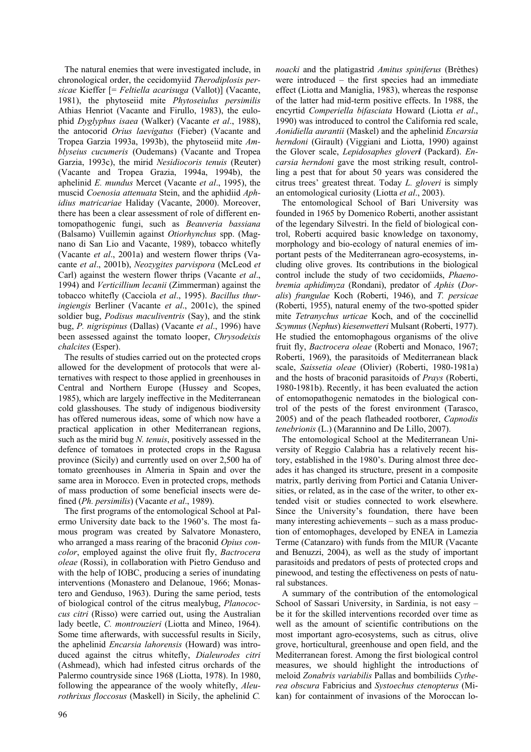The natural enemies that were investigated include, in chronological order, the cecidomyiid *Therodiplosis persicae* Kieffer [= *Feltiella acarisuga* (Vallot)] (Vacante, 1981), the phytoseiid mite *Phytoseiulus persimilis* Athias Henriot (Vacante and Firullo, 1983), the eulophid *Dyglyphus isaea* (Walker) (Vacante *et al*., 1988), the antocorid *Orius laevigatus* (Fieber) (Vacante and Tropea Garzia 1993a, 1993b), the phytoseiid mite *Amblyseius cucumeris* (Oudemans) (Vacante and Tropea Garzia, 1993c), the mirid *Nesidiocoris tenuis* (Reuter) (Vacante and Tropea Grazia, 1994a, 1994b), the aphelinid *E. mundus* Mercet (Vacante *et al*., 1995), the muscid *Coenosia attenuata* Stein, and the aphidiid *Aphidius matricariae* Haliday (Vacante, 2000). Moreover, there has been a clear assessment of role of different entomopathogenic fungi, such as *Beauveria bassiana* (Balsamo) Vuillemin against *Otiorhynchus* spp. (Magnano di San Lio and Vacante, 1989), tobacco whitefly (Vacante *et al*., 2001a) and western flower thrips (Vacante *et al*., 2001b), *Neozygites parvispora* (McLeod *et* Carl) against the western flower thrips (Vacante *et al*., 1994) and *Verticillium lecanii* (Zimmerman) against the tobacco whitefly (Cacciola *et al*., 1995). *Bacillus thuringiengis* Berliner (Vacante *et al*., 2001c), the spined soldier bug, *Podisus maculiventris* (Say), and the stink bug, *P. nigrispinus* (Dallas) (Vacante *et al*., 1996) have been assessed against the tomato looper, *Chrysodeixis chalcites* (Esper).

The results of studies carried out on the protected crops allowed for the development of protocols that were alternatives with respect to those applied in greenhouses in Central and Northern Europe (Hussey and Scopes, 1985), which are largely ineffective in the Mediterranean cold glasshouses. The study of indigenous biodiversity has offered numerous ideas, some of which now have a practical application in other Mediterranean regions, such as the mirid bug *N. tenuis*, positively assessed in the defence of tomatoes in protected crops in the Ragusa province (Sicily) and currently used on over 2,500 ha of tomato greenhouses in Almeria in Spain and over the same area in Morocco. Even in protected crops, methods of mass production of some beneficial insects were defined (*Ph. persimilis*) (Vacante *et al*., 1989).

The first programs of the entomological School at Palermo University date back to the 1960's. The most famous program was created by Salvatore Monastero, who arranged a mass rearing of the braconid *Opius concolor*, employed against the olive fruit fly, *Bactrocera oleae* (Rossi), in collaboration with Pietro Genduso and with the help of IOBC, producing a series of inundating interventions (Monastero and Delanoue, 1966; Monastero and Genduso, 1963). During the same period, tests of biological control of the citrus mealybug, *Planococcus citri* (Risso) were carried out, using the Australian lady beetle, *C. montrouzieri* (Liotta and Mineo, 1964). Some time afterwards, with successful results in Sicily, the aphelinid *Encarsia lahorensis* (Howard) was introduced against the citrus whitefly, *Dialeurodes citri* (Ashmead), which had infested citrus orchards of the Palermo countryside since 1968 (Liotta, 1978). In 1980, following the appearance of the wooly whitefly, *Aleurothrixus floccosus* (Maskell) in Sicily, the aphelinid *C. noacki* and the platigastrid *Amitus spiniferus* (Brèthes) were introduced – the first species had an immediate effect (Liotta and Maniglia, 1983), whereas the response of the latter had mid-term positive effects. In 1988, the encyrtid *Comperiella bifasciata* Howard (Liotta *et al*., 1990) was introduced to control the California red scale, *Aonidiella aurantii* (Maskel) and the aphelinid *Encarsia herndoni* (Girault) (Viggiani and Liotta, 1990) against the Glover scale, *Lepidosaphes gloveri* (Packard). *Encarsia herndoni* gave the most striking result, controlling a pest that for about 50 years was considered the citrus trees' greatest threat. Today *L. gloveri* is simply an entomological curiosity (Liotta *et al*., 2003).

The entomological School of Bari University was founded in 1965 by Domenico Roberti, another assistant of the legendary Silvestri. In the field of biological control, Roberti acquired basic knowledge on taxonomy, morphology and bio-ecology of natural enemies of important pests of the Mediterranean agro-ecosystems, including olive groves. Its contributions in the biological control include the study of two cecidomiids, *Phaenobremia aphidimyza* (Rondani), predator of *Aphis* (*Doralis*) *frangulae* Koch (Roberti, 1946), and *T. persicae* (Roberti, 1955), natural enemy of the two-spotted spider mite *Tetranychus urticae* Koch, and of the coccinellid *Scymnus* (*Nephus*) *kiesenwetteri* Mulsant (Roberti, 1977). He studied the entomophagous organisms of the olive fruit fly, *Bactrocera oleae* (Roberti and Monaco, 1967; Roberti, 1969), the parasitoids of Mediterranean black scale, *Saissetia oleae* (Olivier) (Roberti, 1980-1981a) and the hosts of braconid parasitoids of *Prays* (Roberti, 1980-1981b). Recently, it has been evaluated the action of entomopathogenic nematodes in the biological control of the pests of the forest environment (Tarasco, 2005) and of the peach flatheaded rootborer, *Capnodis tenebrionis* (L.) (Marannino and De Lillo, 2007).

The entomological School at the Mediterranean University of Reggio Calabria has a relatively recent history, established in the 1980's. During almost three decades it has changed its structure, present in a composite matrix, partly deriving from Portici and Catania Universities, or related, as in the case of the writer, to other extended visit or studies connected to work elsewhere. Since the University's foundation, there have been many interesting achievements – such as a mass production of entomophages, developed by ENEA in Lamezia Terme (Catanzaro) with funds from the MIUR (Vacante and Benuzzi, 2004), as well as the study of important parasitoids and predators of pests of protected crops and pinewood, and testing the effectiveness on pests of natural substances.

A summary of the contribution of the entomological School of Sassari University, in Sardinia, is not easy – be it for the skilled interventions recorded over time as well as the amount of scientific contributions on the most important agro-ecosystems, such as citrus, olive grove, horticultural, greenhouse and open field, and the Mediterranean forest. Among the first biological control measures, we should highlight the introductions of meloid *Zonabris variabilis* Pallas and bombiliids *Cytherea obscura* Fabricius and *Systoechus ctenopterus* (Mikan) for containment of invasions of the Moroccan lo-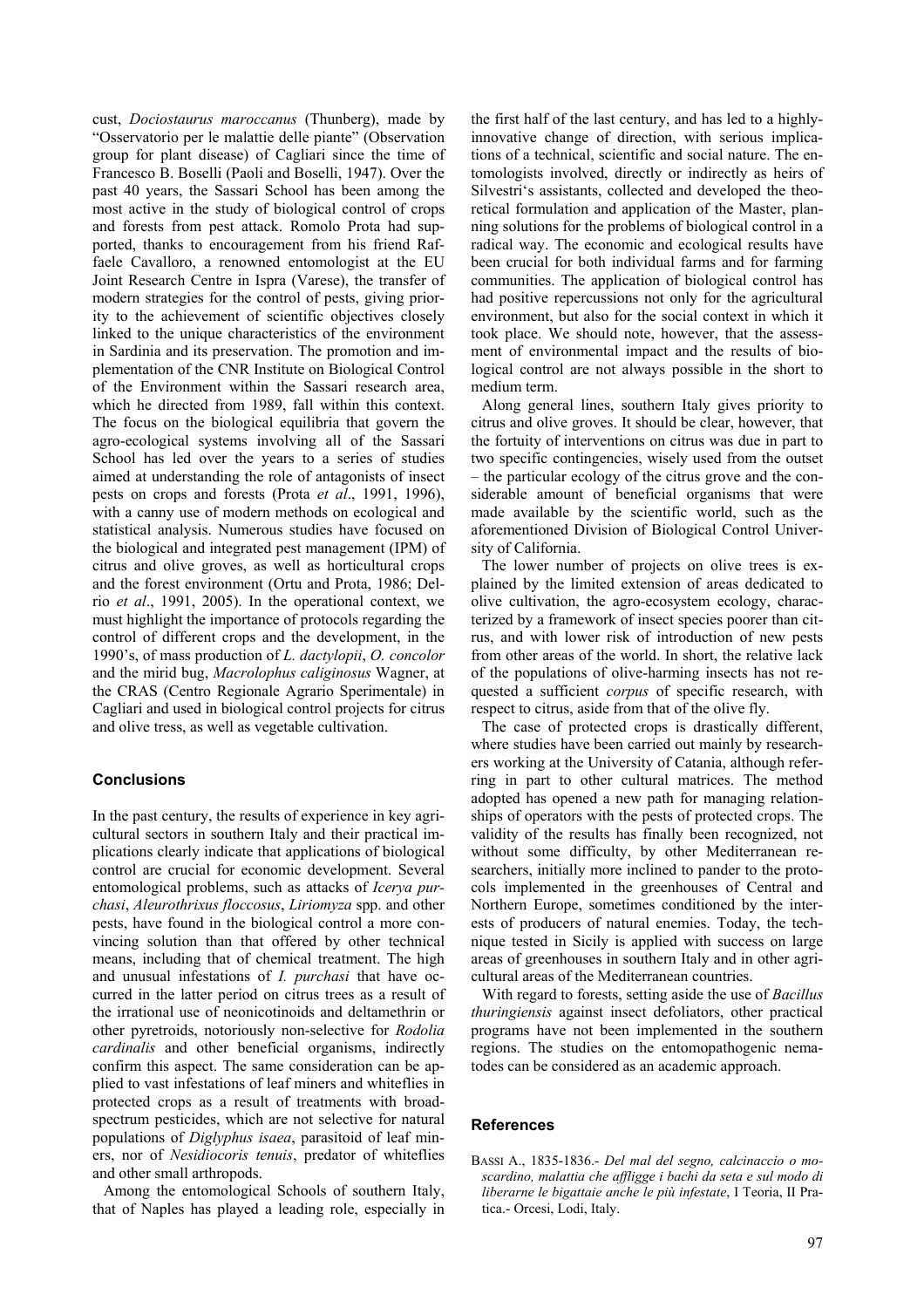cust, *Dociostaurus maroccanus* (Thunberg), made by "Osservatorio per le malattie delle piante" (Observation group for plant disease) of Cagliari since the time of Francesco B. Boselli (Paoli and Boselli, 1947). Over the past 40 years, the Sassari School has been among the most active in the study of biological control of crops and forests from pest attack. Romolo Prota had supported, thanks to encouragement from his friend Raffaele Cavalloro, a renowned entomologist at the EU Joint Research Centre in Ispra (Varese), the transfer of modern strategies for the control of pests, giving priority to the achievement of scientific objectives closely linked to the unique characteristics of the environment in Sardinia and its preservation. The promotion and implementation of the CNR Institute on Biological Control of the Environment within the Sassari research area, which he directed from 1989, fall within this context. The focus on the biological equilibria that govern the agro-ecological systems involving all of the Sassari School has led over the years to a series of studies aimed at understanding the role of antagonists of insect pests on crops and forests (Prota *et al*., 1991, 1996), with a canny use of modern methods on ecological and statistical analysis. Numerous studies have focused on the biological and integrated pest management (IPM) of citrus and olive groves, as well as horticultural crops and the forest environment (Ortu and Prota, 1986; Delrio *et al*., 1991, 2005). In the operational context, we must highlight the importance of protocols regarding the control of different crops and the development, in the 1990's, of mass production of *L. dactylopii*, *O. concolor* and the mirid bug, *Macrolophus caliginosus* Wagner, at the CRAS (Centro Regionale Agrario Sperimentale) in Cagliari and used in biological control projects for citrus and olive tress, as well as vegetable cultivation.

## Conclusions

In the past century, the results of experience in key agricultural sectors in southern Italy and their practical implications clearly indicate that applications of biological control are crucial for economic development. Several entomological problems, such as attacks of *Icerya purchasi*, *Aleurothrixus floccosus*, *Liriomyza* spp. and other pests, have found in the biological control a more convincing solution than that offered by other technical means, including that of chemical treatment. The high and unusual infestations of *I. purchasi* that have occurred in the latter period on citrus trees as a result of the irrational use of neonicotinoids and deltamethrin or other pyretroids, notoriously non-selective for *Rodolia cardinalis* and other beneficial organisms, indirectly confirm this aspect. The same consideration can be applied to vast infestations of leaf miners and whiteflies in protected crops as a result of treatments with broad-spectrum pesticides, which are not selective for natural populations of *Diglyphus isaea*, parasitoid of leaf miners, nor of *Nesidiocoris tenuis*, predator of whiteflies and other small arthropods.

Among the entomological Schools of southern Italy, that of Naples has played a leading role, especially in the first half of the last century, and has led to a highly-innovative change of direction, with serious implications of a technical, scientific and social nature. The entomologists involved, directly or indirectly as heirs of Silvestri's assistants, collected and developed the theoretical formulation and application of the Master, planning solutions for the problems of biological control in a radical way. The economic and ecological results have been crucial for both individual farms and for farming communities. The application of biological control has had positive repercussions not only for the agricultural environment, but also for the social context in which it took place. We should note, however, that the assessment of environmental impact and the results of biological control are not always possible in the short to medium term.

Along general lines, southern Italy gives priority to citrus and olive groves. It should be clear, however, that the fortuity of interventions on citrus was due in part to two specific contingencies, wisely used from the outset – the particular ecology of the citrus grove and the considerable amount of beneficial organisms that were made available by the scientific world, such as the aforementioned Division of Biological Control University of California.

The lower number of projects on olive trees is explained by the limited extension of areas dedicated to olive cultivation, the agro-ecosystem ecology, characterized by a framework of insect species poorer than citrus, and with lower risk of introduction of new pests from other areas of the world. In short, the relative lack of the populations of olive-harming insects has not requested a sufficient *corpus* of specific research, with respect to citrus, aside from that of the olive fly.

The case of protected crops is drastically different, where studies have been carried out mainly by researchers working at the University of Catania, although referring in part to other cultural matrices. The method adopted has opened a new path for managing relationships of operators with the pests of protected crops. The validity of the results has finally been recognized, not without some difficulty, by other Mediterranean researchers, initially more inclined to pander to the protocols implemented in the greenhouses of Central and Northern Europe, sometimes conditioned by the interests of producers of natural enemies. Today, the technique tested in Sicily is applied with success on large areas of greenhouses in southern Italy and in other agricultural areas of the Mediterranean countries.

With regard to forests, setting aside the use of *Bacillus thuringiensis* against insect defoliators, other practical programs have not been implemented in the southern regions. The studies on the entomopathogenic nematodes can be considered as an academic approach.

## References

BASSI A., 1835-1836.- *Del mal del segno, calcinaccio o moscardino, malattia che affligge i bachi da seta e sul modo di liberarne le bigattaie anche le più infestate*, I Teoria, II Pratica.- Orcesi, Lodi, Italy.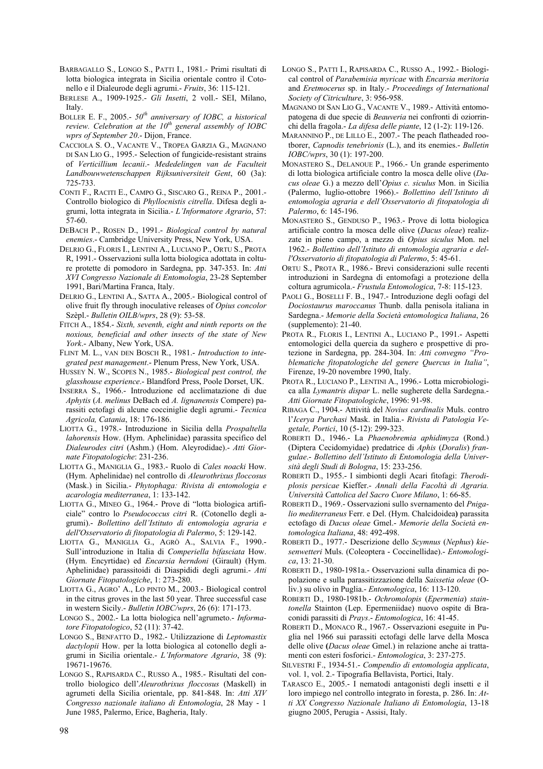BARBAGALLO S., LONGO S., PATTI I., 1981.- Primi risultati di lotta biologica integrata in Sicilia orientale contro il Cotonello e il Dialeurode degli agrumi.- *Fruits*, 36: 115-121.

BERLESE A., 1909-1925.- *Gli Insetti*, 2 voll.- SEI, Milano, Italy.

BOLLER E. F., 2005.- *50th anniversary of IOBC, a historical review. Celebration at the 10th general assembly of IOBC wprs of September 20*.- Dijon, France.

CACCIOLA S. O., VACANTE V., TROPEA GARZIA G., MAGNANO DI SAN LIO G., 1995.- Selection of fungicide-resistant strains of *Verticillium lecanii*.- *Mededelingen van de Faculteit Landbouwwetenschappen Rijksuniversiteit Gent*, 60 (3a): 725-733.

CONTI F., RACITI E., CAMPO G., SISCARO G., REINA P., 2001.- Controllo biologico di *Phyllocnistis citrella*. Difesa degli agrumi, lotta integrata in Sicilia.- *L'Informatore Agrario*, 57: 57-60.

DEBACH P., ROSEN D., 1991.- *Biological control by natural enemies*.- Cambridge University Press, New York, USA.

DELRIO G., FLORIS I., LENTINI A., LUCIANO P., ORTU S., PROTA R, 1991.- Osservazioni sulla lotta biologica adottata in colture protette di pomodoro in Sardegna, pp. 347-353. In: *Atti XVI Congresso Nazionale di Entomologia*, 23-28 September 1991, Bari/Martina Franca, Italy.

DELRIO G., LENTINI A., SATTA A., 2005.- Biological control of olive fruit fly through inoculative releases of *Opius concolor* Szèpl.- *Bulletin OILB/wprs*, 28 (9): 53-58.

FITCH A., 1854.- *Sixth, seventh, eight and ninth reports on the noxious, beneficial and other insects of the state of New York*.- Albany, New York, USA.

FLINT M. L., VAN DEN BOSCH R., 1981.- *Introduction to integrated pest management*.- Plenum Press, New York, USA.

HUSSEY N. W., SCOPES N., 1985.- *Biological pest control, the glasshouse experience*.- Blandford Press, Poole Dorset, UK.

INSERRA S., 1966.- Introduzione ed acclimatazione di due *Aphytis* (*A. melinus* DeBach ed *A. lignanensis* Compere) parassiti ectofagi di alcune cocciniglie degli agrumi.- *Tecnica Agricola, Catania*, 18: 176-186.

LIOTTA G., 1978.- Introduzione in Sicilia della *Prospaltella lahorensis* How. (Hym. Aphelinidae) parassita specifico del *Dialeurodes citri* (Ashm.) (Hom. Aleyrodidae).- *Atti Giornate Fitopatologiche*: 231-236.

LIOTTA G., MANIGLIA G., 1983.- Ruolo di *Cales noacki* How. (Hym. Aphelinidae) nel controllo di *Aleurothrixus floccosus* (Mask.) in Sicilia.- *Phytophaga: Rivista di entomologia e acarologia mediterranea*, 1: 133-142.

LIOTTA G., MINEO G., 1964.- Prove di "lotta biologica artificiale" contro lo *Pseudococcus citri* R. (Cotonello degli agrumi).- *Bollettino dell'Istituto di entomologia agraria e dell'Osservatorio di fitopatologia di Palermo*, 5: 129-142.

LIOTTA G., MANIGLIA G., AGRÒ A., SALVIA F., 1990.- Sull'introduzione in Italia di *Comperiella bifasciata* How. (Hym. Encyrtidae) ed *Encarsia herndoni* (Girault) (Hym. Aphelinidae) parassitoidi di Diaspididi degli agrumi.- *Atti Giornate Fitopatologiche*, 1: 273-280.

LIOTTA G., AGRO' A., LO PINTO M., 2003.- Biological control in the citrus groves in the last 50 year. Three successful case in western Sicily.- *Bulletin IOBC/wprs*, 26 (6): 171-173.

LONGO S., 2002.- La lotta biologica nell'agrumeto.- *Informatore Fitopatologico*, 52 (11): 37-42.

LONGO S., BENFATTO D., 1982.- Utilizzazione di *Leptomastix dactylopii* How. per la lotta biologica al cotonello degli agrumi in Sicilia orientale.- *L'Informatore Agrario*, 38 (9): 19671-19676.

LONGO S., RAPISARDA C., RUSSO A., 1985.- Risultati del controllo biologico dell'*Aleurothrixus floccosus* (Maskell) in agrumeti della Sicilia orientale, pp. 841-848. In: *Atti XIV Congresso nazionale italiano di Entomologia*, 28 May - 1 June 1985, Palermo, Erice, Bagheria, Italy.

LONGO S., PATTI I., RAPISARDA C., RUSSO A., 1992.- Biological control of *Parabemisia myricae* with *Encarsia meritoria* and *Eretmocerus* sp. in Italy.- *Proceedings of International Society of Citriculture*, 3: 956-958.

MAGNANO DI SAN LIO G., VACANTE V., 1989.- Attività entomopatogena di due specie di *Beauveria* nei confronti di oziorrinchi della fragola.- *La difesa delle piante*, 12 (1-2): 119-126.

MARANNINO P., DE LILLO E., 2007.- The peach flatheaded rootborer, *Capnodis tenebrionis* (L.), and its enemies.- *Bulletin IOBC/wprs*, 30 (1): 197-200.

MONASTERO S., DELANOUE P., 1966.- Un grande esperimento di lotta biologica artificiale contro la mosca delle olive (*Dacus oleae* G.) a mezzo dell'*Opius c. siculus* Mon. in Sicilia (Palermo, luglio-ottobre 1966).- *Bollettino dell'Istituto di entomologia agraria e dell'Osservatorio di fitopatologia di Palermo*, 6: 145-196.

MONASTERO S., GENDUSO P., 1963.- Prove di lotta biologica artificiale contro la mosca delle olive (*Dacus oleae*) realizzate in pieno campo, a mezzo di *Opius siculus* Mon. nel 1962.- *Bollettino dell'Istituto di entomologia agraria e dell'Osservatorio di fitopatologia di Palermo*, 5: 45-61.

ORTU S., PROTA R., 1986.- Brevi considerazioni sulle recenti introduzioni in Sardegna di entomofagi a protezione della coltura agrumicola.- *Frustula Entomologica*, 7-8: 115-123.

PAOLI G., BOSELLI F. B., 1947.- Introduzione degli oofagi del *Dociostaurus maroccanus* Thunb. dalla penisola italiana in Sardegna.- *Memorie della Società entomologica Italiana*, 26 (supplemento): 21-40.

PROTA R., FLORIS I., LENTINI A., LUCIANO P., 1991.- Aspetti entomologici della quercia da sughero e prospettive di protezione in Sardegna, pp. 284-304. In: *Atti convegno "Problematiche fitopatologiche del genere Quercus in Italia"*, Firenze, 19-20 novembre 1990, Italy.

PROTA R., LUCIANO P., LENTINI A., 1996.- Lotta microbiologica alla *Lymantris dispar* L. nelle sugherete della Sardegna.- *Atti Giornate Fitopatologiche*, 1996: 91-98.

RIBAGA C., 1904.- Attività del *Novius cardinalis* Muls. contro l'*Icerya Purchasi* Mask. in Italia.- *Rivista di Patologia Vegetale, Portici*, 10 (5-12): 299-323.

ROBERTI D., 1946.- La *Phaenobremia aphidimyza* (Rond.) (Diptera Cecidomyidae) predatrice di *Aphis* (*Doralis*) *frangulae*.- *Bollettino dell'Istituto di Entomologia della Università degli Studi di Bologna*, 15: 233-256.

ROBERTI D., 1955.- I simbionti degli Acari fitofagi: *Therodiplosis persicae* Kieffer.- *Annali della Facoltà di Agraria. Università Cattolica del Sacro Cuore Milano*, 1: 66-85.

ROBERTI D., 1969.- Osservazioni sullo svernamento del *Pnigalio mediterraneus* Ferr. e Del. (Hym. Chalcidoidea) parassita ectofago di *Dacus oleae* Gmel.- *Memorie della Società entomologica Italiana*, 48: 492-498.

ROBERTI D., 1977.- Descrizione dello *Scymnus* (*Nephus*) *kiesenwetteri* Muls. (Coleoptera - Coccinellidae).- *Entomologica*, 13: 21-30.

ROBERTI D., 1980-1981a.- Osservazioni sulla dinamica di popolazione e sulla parassitizzazione della *Saissetia oleae* (Oliv.) su olivo in Puglia.- *Entomologica*, 16: 113-120.

ROBERTI D., 1980-1981b.- *Ochromolopis* (*Epermenia*) *staintonella* Stainton (Lep. Epermeniidae) nuovo ospite di Braconidi parassiti di *Prays*.- *Entomologica*, 16: 41-45.

ROBERTI D., MONACO R., 1967.- Osservazioni eseguite in Puglia nel 1966 sui parassiti ectofagi delle larve della Mosca delle olive (*Dacus oleae* Gmel.) in relazione anche ai trattamenti con esteri fosforici.- *Entomologica*, 3: 237-275.

SILVESTRI F., 1934-51.- *Compendio di entomologia applicata*, vol. 1, vol. 2.- Tipografia Bellavista, Portici, Italy.

TARASCO E., 2005.- I nematodi antagonisti degli insetti e il loro impiego nel controllo integrato in foresta, p. 286. In: *Atti XX Congresso Nazionale Italiano di Entomologia*, 13-18 giugno 2005, Perugia - Assisi, Italy.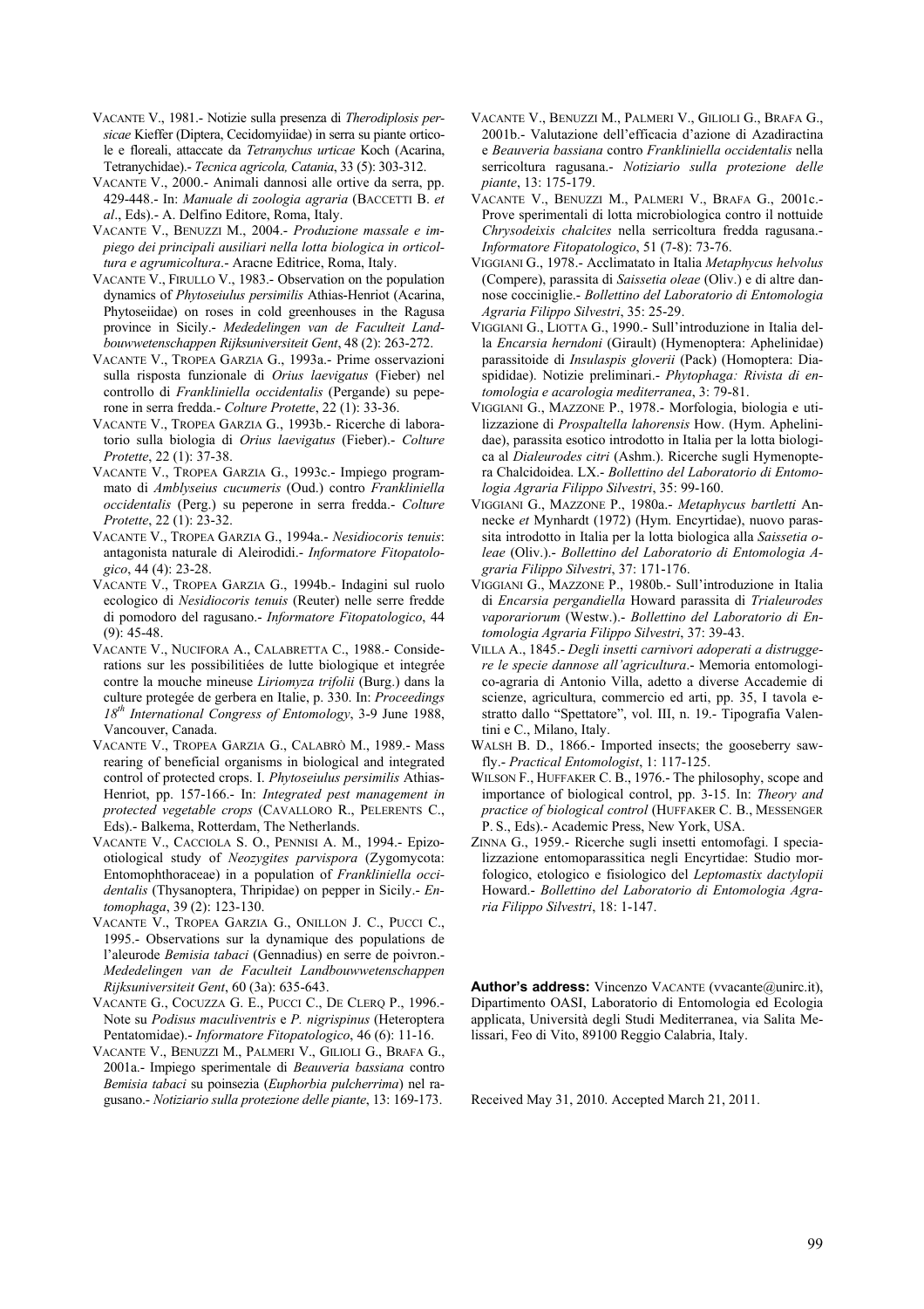VACANTE V., 1981.- Notizie sulla presenza di *Therodiplosis persicae* Kieffer (Diptera, Cecidomyiidae) in serra su piante orticole e floreali, attaccate da *Tetranychus urticae* Koch (Acarina, Tetranychidae).- *Tecnica agricola, Catania*, 33 (5): 303-312.

VACANTE V., 2000.- Animali dannosi alle ortive da serra, pp. 429-448.- In: *Manuale di zoologia agraria* (BACCETTI B. *et al*., Eds).- A. Delfino Editore, Roma, Italy.

VACANTE V., BENUZZI M., 2004.- *Produzione massale e impiego dei principali ausiliari nella lotta biologica in orticoltura e agrumicoltura*.- Aracne Editrice, Roma, Italy.

VACANTE V., FIRULLO V., 1983.- Observation on the population dynamics of *Phytoseiulus persimilis* Athias-Henriot (Acarina, Phytoseiidae) on roses in cold greenhouses in the Ragusa province in Sicily.- *Mededelingen van de Faculteit Landbouwwetenschappen Rijksuniversiteit Gent*, 48 (2): 263-272.

VACANTE V., TROPEA GARZIA G., 1993a.- Prime osservazioni sulla risposta funzionale di *Orius laevigatus* (Fieber) nel controllo di *Frankliniella occidentalis* (Pergande) su peperone in serra fredda.- *Colture Protette*, 22 (1): 33-36.

VACANTE V., TROPEA GARZIA G., 1993b.- Ricerche di laboratorio sulla biologia di *Orius laevigatus* (Fieber).- *Colture Protette*, 22 (1): 37-38.

VACANTE V., TROPEA GARZIA G., 1993c.- Impiego programmato di *Amblyseius cucumeris* (Oud.) contro *Frankliniella occidentalis* (Perg.) su peperone in serra fredda.- *Colture Protette*, 22 (1): 23-32.

VACANTE V., TROPEA GARZIA G., 1994a.- *Nesidiocoris tenuis*: antagonista naturale di Aleirodidi.- *Informatore Fitopatologico*, 44 (4): 23-28.

VACANTE V., TROPEA GARZIA G., 1994b.- Indagini sul ruolo ecologico di *Nesidiocoris tenuis* (Reuter) nelle serre fredde di pomodoro del ragusano.- *Informatore Fitopatologico*, 44 (9): 45-48.

VACANTE V., NUCIFORA A., CALABRETTA C., 1988.- Considerations sur les possibilitiées de luttes biologique et integrée contre la mouche mineuse *Liriomyza trifolii* (Burg.) dans la culture protegée de gerbera en Italie, p. 330. In: *Proceedings 18th International Congress of Entomology*, 3-9 June 1988, Vancouver, Canada.

VACANTE V., TROPEA GARZIA G., CALABRÒ M., 1989.- Mass rearing of beneficial organisms in biological and integrated control of protected crops. I. *Phytoseiulus persimilis* Athias-Henriot, pp. 157-166.- In: *Integrated pest management in protected vegetable crops* (CAVALLORO R., PELERENTS C., Eds).- Balkema, Rotterdam, The Netherlands.

VACANTE V., CACCIOLA S. O., PENNISI A. M., 1994.- Epizootiological study of *Neozygites parvispora* (Zygomycota: Entomophthoraceae) in a population of *Frankliniella occidentalis* (Thysanoptera, Thripidae) on pepper in Sicily.- *Entomophaga*, 39 (2): 123-130.

VACANTE V., TROPEA GARZIA G., ONILLON J. C., PUCCI C., 1995.- Observations sur la dynamique des populations de l'aleurode *Bemisia tabaci* (Gennadius) en serre de poivron.- *Mededelingen van de Faculteit Landbouwwetenschappen Rijksuniversiteit Gent*, 60 (3a): 635-643.

VACANTE G., COCUZZA G. E., PUCCI C., DE CLERQ P., 1996.- Note su *Podisus maculiventris* e *P. nigrispinus* (Heteroptera Pentatomidae).- *Informatore Fitopatologico*, 46 (6): 11-16.

VACANTE V., BENUZZI M., PALMERI V., GILIOLI G., BRAFA G., 2001a.- Impiego sperimentale di *Beauveria bassiana* contro *Bemisia tabaci* su poinsezia (*Euphorbia pulcherrima*) nel ragusano.- *Notiziario sulla protezione delle piante*, 13: 169-173.

VACANTE V., BENUZZI M., PALMERI V., GILIOLI G., BRAFA G., 2001b.- Valutazione dell'efficacia d'azione di Azadiractina e *Beauveria bassiana* contro *Frankliniella occidentalis* nella serricoltura ragusana.- *Notiziario sulla protezione delle piante*, 13: 175-179.

VACANTE V., BENUZZI M., PALMERI V., BRAFA G., 2001c.- Prove sperimentali di lotta microbiologica contro il nottuide *Chrysodeixis chalcites* nella serricoltura fredda ragusana.- *Informatore Fitopatologico*, 51 (7-8): 73-76.

VIGGIANI G., 1978.- Acclimatato in Italia *Metaphycus helvolus* (Compere), parassita di *Saissetia oleae* (Oliv.) e di altre dannose cocciniglie.- *Bollettino del Laboratorio di Entomologia Agraria Filippo Silvestri*, 35: 25-29.

VIGGIANI G., LIOTTA G., 1990.- Sull'introduzione in Italia della *Encarsia herndoni* (Girault) (Hymenoptera: Aphelinidae) parassitoide di *Insulaspis gloverii* (Pack) (Homoptera: Diaspididae). Notizie preliminari.- *Phytophaga: Rivista di entomologia e acarologia mediterranea*, 3: 79-81.

VIGGIANI G., MAZZONE P., 1978.- Morfologia, biologia e utilizzazione di *Prospaltella lahorensis* How. (Hym. Aphelinidae), parassita esotico introdotto in Italia per la lotta biologica al *Dialeurodes citri* (Ashm.). Ricerche sugli Hymenoptera Chalcidoidea. LX.- *Bollettino del Laboratorio di Entomologia Agraria Filippo Silvestri*, 35: 99-160.

VIGGIANI G., MAZZONE P., 1980a.- *Metaphycus bartletti* Annecke *et* Mynhardt (1972) (Hym. Encyrtidae), nuovo parassita introdotto in Italia per la lotta biologica alla *Saissetia oleae* (Oliv.).- *Bollettino del Laboratorio di Entomologia Agraria Filippo Silvestri*, 37: 171-176.

VIGGIANI G., MAZZONE P., 1980b.- Sull'introduzione in Italia di *Encarsia pergandiella* Howard parassita di *Trialeurodes vaporariorum* (Westw.).- *Bollettino del Laboratorio di Entomologia Agraria Filippo Silvestri*, 37: 39-43.

VILLA A., 1845.- *Degli insetti carnivori adoperati a distruggere le specie dannose all'agricoltura*.- Memoria entomologico-agraria di Antonio Villa, adetto a diverse Accademie di scienze, agricultura, commercio ed arti, pp. 35, I tavola estratto dallo "Spettatore", vol. III, n. 19.- Tipografia Valentini e C., Milano, Italy.

WALSH B. D., 1866.- Imported insects; the gooseberry sawfly.- *Practical Entomologist*, 1: 117-125.

WILSON F., HUFFAKER C. B., 1976.- The philosophy, scope and importance of biological control, pp. 3-15. In: *Theory and practice of biological control* (HUFFAKER C. B., MESSENGER P. S., Eds).- Academic Press, New York, USA.

ZINNA G., 1959.- Ricerche sugli insetti entomofagi. I specializzazione entomoparassitica negli Encyrtidae: Studio morfologico, etologico e fisiologico del *Leptomastix dactylopii* Howard.- *Bollettino del Laboratorio di Entomologia Agraria Filippo Silvestri*, 18: 1-147.

**Author's address:** Vincenzo VACANTE (vvacante@unirc.it), Dipartimento OASI, Laboratorio di Entomologia ed Ecologia applicata, Università degli Studi Mediterranea, via Salita Melissari, Feo di Vito, 89100 Reggio Calabria, Italy.

Received May 31, 2010. Accepted March 21, 2011.